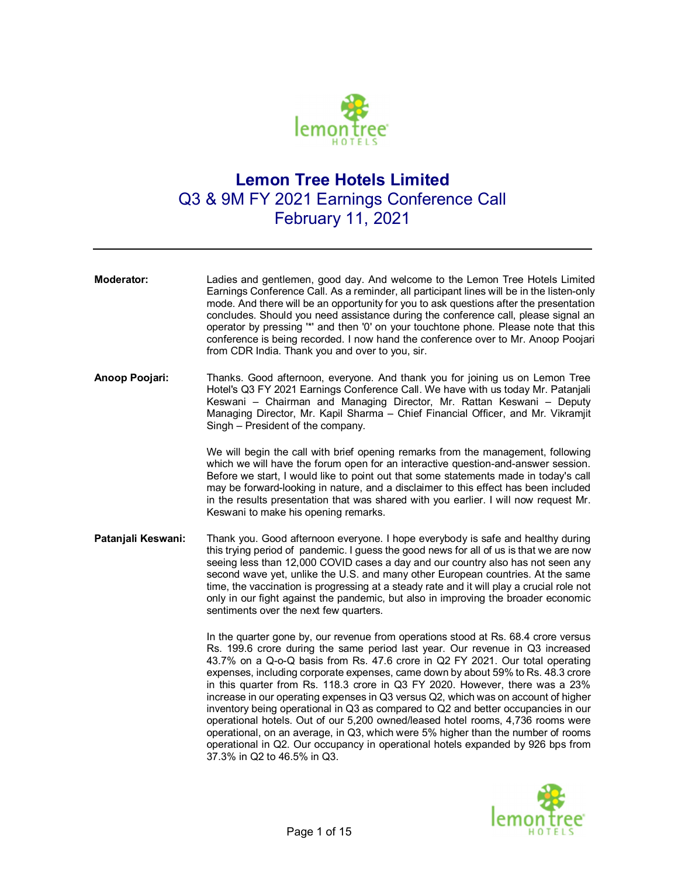# Lemon Tree Hotels Limited

## Q3 & 9M FY 2021 Earnings Conference Call

## February 11, 2021

---

**Moderator:** Ladies and gentlemen, good day. And welcome to the Lemon Tree Hotels Limited Earnings Conference Call. As a reminder, all participant lines will be in the listen-only mode. And there will be an opportunity for you to ask questions after the presentation concludes. Should you need assistance during the conference call, please signal an operator by pressing '*' and then '0' on your touchtone phone. Please note that this conference is being recorded. I now hand the conference over to Mr. Anoop Poojari from CDR India. Thank you and over to you, sir.

**Anoop Poojari:** Thanks. Good afternoon, everyone. And thank you for joining us on Lemon Tree Hotel's Q3 FY 2021 Earnings Conference Call. We have with us today Mr. Patanjali Keswani – Chairman and Managing Director, Mr. Rattan Keswani – Deputy Managing Director, Mr. Kapil Sharma – Chief Financial Officer, and Mr. Vikramjit Singh – President of the company.

We will begin the call with brief opening remarks from the management, following which we will have the forum open for an interactive question-and-answer session. Before we start, I would like to point out that some statements made in today's call may be forward-looking in nature, and a disclaimer to this effect has been included in the results presentation that was shared with you earlier. I will now request Mr. Keswani to make his opening remarks.

**Patanjali Keswani:** Thank you. Good afternoon everyone. I hope everybody is safe and healthy during this trying period of pandemic. I guess the good news for all of us is that we are now seeing less than 12,000 COVID cases a day and our country also has not seen any second wave yet, unlike the U.S. and many other European countries. At the same time, the vaccination is progressing at a steady rate and it will play a crucial role not only in our fight against the pandemic, but also in improving the broader economic sentiments over the next few quarters.

In the quarter gone by, our revenue from operations stood at Rs. 68.4 crore versus Rs. 199.6 crore during the same period last year. Our revenue in Q3 increased 43.7% on a Q-o-Q basis from Rs. 47.6 crore in Q2 FY 2021. Our total operating expenses, including corporate expenses, came down by about 59% to Rs. 48.3 crore in this quarter from Rs. 118.3 crore in Q3 FY 2020. However, there was a 23% increase in our operating expenses in Q3 versus Q2, which was on account of higher inventory being operational in Q3 as compared to Q2 and better occupancies in our operational hotels. Out of our 5,200 owned/leased hotel rooms, 4,736 rooms were operational, on an average, in Q3, which were 5% higher than the number of rooms operational in Q2. Our occupancy in operational hotels expanded by 926 bps from 37.3% in Q2 to 46.5% in Q3.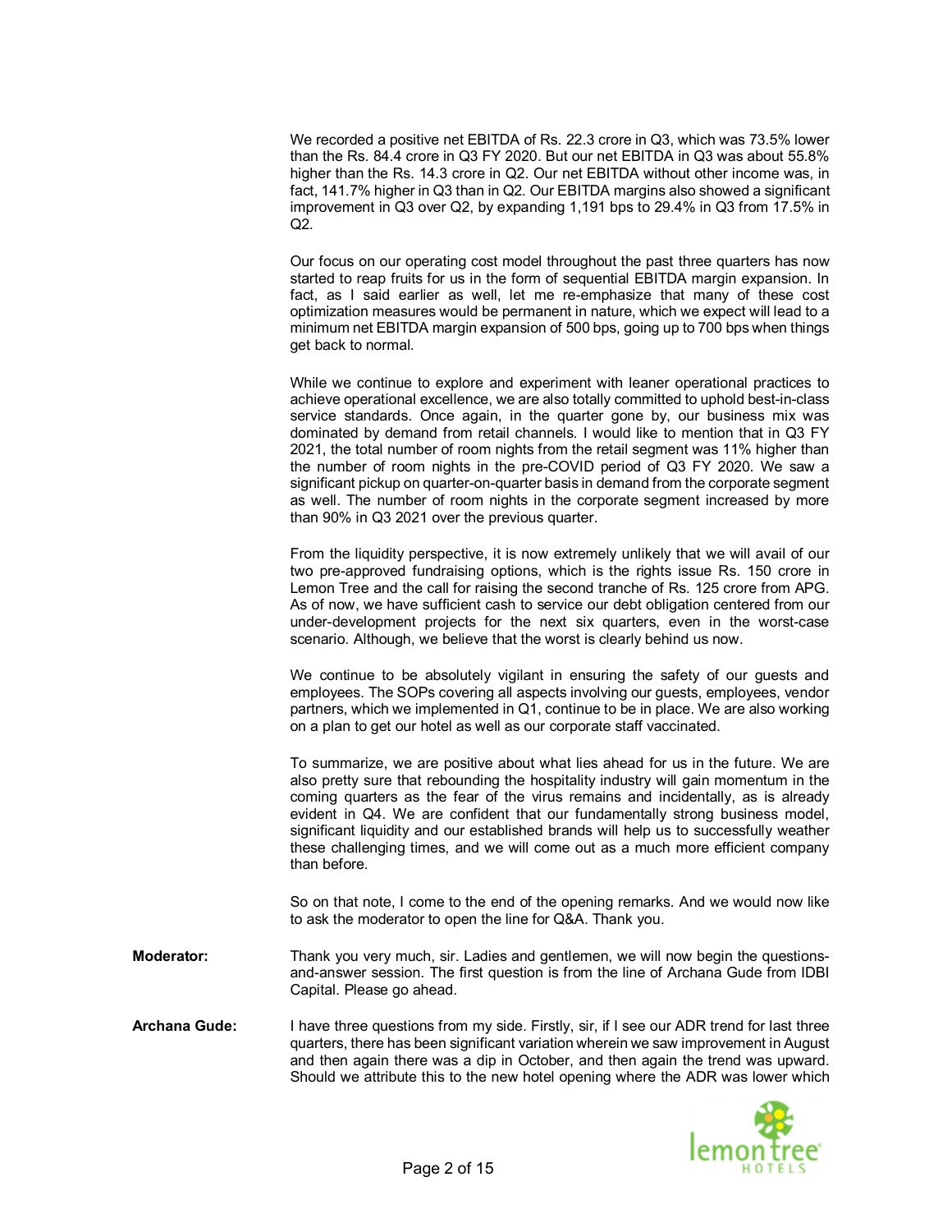We recorded a positive net EBITDA of Rs. 22.3 crore in Q3, which was 73.5% lower than the Rs. 84.4 crore in Q3 FY 2020. But our net EBITDA in Q3 was about 55.8% higher than the Rs. 14.3 crore in Q2. Our net EBITDA without other income was, in fact, 141.7% higher in Q3 than in Q2. Our EBITDA margins also showed a significant improvement in Q3 over Q2, by expanding 1,191 bps to 29.4% in Q3 from 17.5% in Q2.

Our focus on our operating cost model throughout the past three quarters has now started to reap fruits for us in the form of sequential EBITDA margin expansion. In fact, as I said earlier as well, let me re-emphasize that many of these cost optimization measures would be permanent in nature, which we expect will lead to a minimum net EBITDA margin expansion of 500 bps, going up to 700 bps when things get back to normal.

While we continue to explore and experiment with leaner operational practices to achieve operational excellence, we are also totally committed to uphold best-in-class service standards. Once again, in the quarter gone by, our business mix was dominated by demand from retail channels. I would like to mention that in Q3 FY 2021, the total number of room nights from the retail segment was 11% higher than the number of room nights in the pre-COVID period of Q3 FY 2020. We saw a significant pickup on quarter-on-quarter basis in demand from the corporate segment as well. The number of room nights in the corporate segment increased by more than 90% in Q3 2021 over the previous quarter.

From the liquidity perspective, it is now extremely unlikely that we will avail of our two pre-approved fundraising options, which is the rights issue Rs. 150 crore in Lemon Tree and the call for raising the second tranche of Rs. 125 crore from APG. As of now, we have sufficient cash to service our debt obligation centered from our under-development projects for the next six quarters, even in the worst-case scenario. Although, we believe that the worst is clearly behind us now.

We continue to be absolutely vigilant in ensuring the safety of our guests and employees. The SOPs covering all aspects involving our guests, employees, vendor partners, which we implemented in Q1, continue to be in place. We are also working on a plan to get our hotel as well as our corporate staff vaccinated.

To summarize, we are positive about what lies ahead for us in the future. We are also pretty sure that rebounding the hospitality industry will gain momentum in the coming quarters as the fear of the virus remains and incidentally, as is already evident in Q4. We are confident that our fundamentally strong business model, significant liquidity and our established brands will help us to successfully weather these challenging times, and we will come out as a much more efficient company than before.

So on that note, I come to the end of the opening remarks. And we would now like to ask the moderator to open the line for Q&A. Thank you.

**Moderator:** Thank you very much, sir. Ladies and gentlemen, we will now begin the questions-and-answer session. The first question is from the line of Archana Gude from IDBI Capital. Please go ahead.

**Archana Gude:** I have three questions from my side. Firstly, sir, if I see our ADR trend for last three quarters, there has been significant variation wherein we saw improvement in August and then again there was a dip in October, and then again the trend was upward. Should we attribute this to the new hotel opening where the ADR was lower which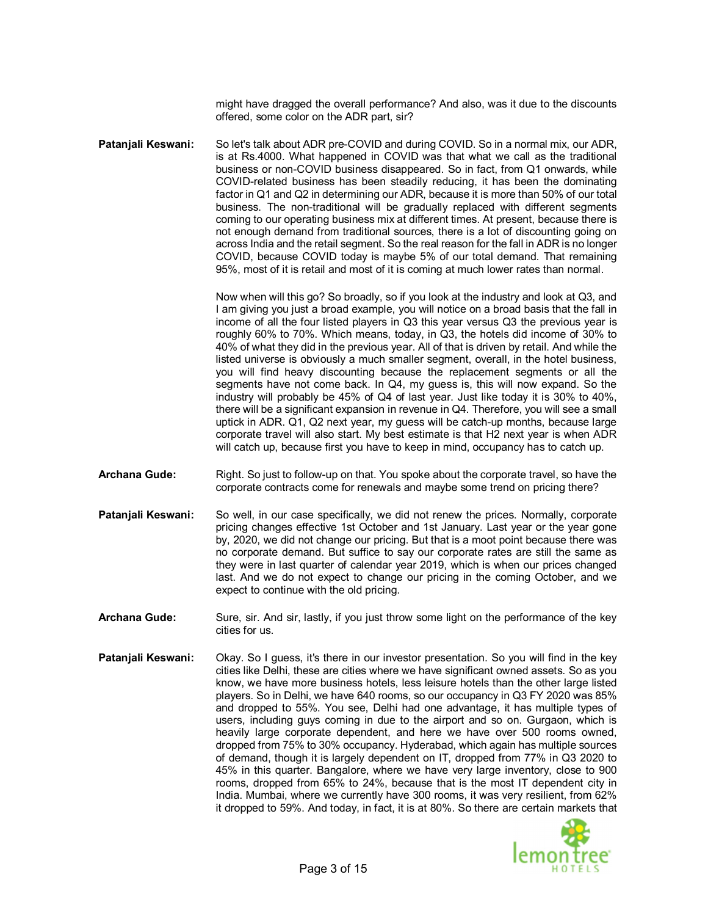might have dragged the overall performance? And also, was it due to the discounts offered, some color on the ADR part, sir?

**Patanjali Keswani:** So let's talk about ADR pre-COVID and during COVID. So in a normal mix, our ADR, is at Rs.4000. What happened in COVID was that what we call as the traditional business or non-COVID business disappeared. So in fact, from Q1 onwards, while COVID-related business has been steadily reducing, it has been the dominating factor in Q1 and Q2 in determining our ADR, because it is more than 50% of our total business. The non-traditional will be gradually replaced with different segments coming to our operating business mix at different times. At present, because there is not enough demand from traditional sources, there is a lot of discounting going on across India and the retail segment. So the real reason for the fall in ADR is no longer COVID, because COVID today is maybe 5% of our total demand. That remaining 95%, most of it is retail and most of it is coming at much lower rates than normal.

Now when will this go? So broadly, so if you look at the industry and look at Q3, and I am giving you just a broad example, you will notice on a broad basis that the fall in income of all the four listed players in Q3 this year versus Q3 the previous year is roughly 60% to 70%. Which means, today, in Q3, the hotels did income of 30% to 40% of what they did in the previous year. All of that is driven by retail. And while the listed universe is obviously a much smaller segment, overall, in the hotel business, you will find heavy discounting because the replacement segments or all the segments have not come back. In Q4, my guess is, this will now expand. So the industry will probably be 45% of Q4 of last year. Just like today it is 30% to 40%, there will be a significant expansion in revenue in Q4. Therefore, you will see a small uptick in ADR. Q1, Q2 next year, my guess will be catch-up months, because large corporate travel will also start. My best estimate is that H2 next year is when ADR will catch up, because first you have to keep in mind, occupancy has to catch up.

**Archana Gude:** Right. So just to follow-up on that. You spoke about the corporate travel, so have the corporate contracts come for renewals and maybe some trend on pricing there?

**Patanjali Keswani:** So well, in our case specifically, we did not renew the prices. Normally, corporate pricing changes effective 1st October and 1st January. Last year or the year gone by, 2020, we did not change our pricing. But that is a moot point because there was no corporate demand. But suffice to say our corporate rates are still the same as they were in last quarter of calendar year 2019, which is when our prices changed last. And we do not expect to change our pricing in the coming October, and we expect to continue with the old pricing.

**Archana Gude:** Sure, sir. And sir, lastly, if you just throw some light on the performance of the key cities for us.

**Patanjali Keswani:** Okay. So I guess, it's there in our investor presentation. So you will find in the key cities like Delhi, these are cities where we have significant owned assets. So as you know, we have more business hotels, less leisure hotels than the other large listed players. So in Delhi, we have 640 rooms, so our occupancy in Q3 FY 2020 was 85% and dropped to 55%. You see, Delhi had one advantage, it has multiple types of users, including guys coming in due to the airport and so on. Gurgaon, which is heavily large corporate dependent, and here we have over 500 rooms owned, dropped from 75% to 30% occupancy. Hyderabad, which again has multiple sources of demand, though it is largely dependent on IT, dropped from 77% in Q3 2020 to 45% in this quarter. Bangalore, where we have very large inventory, close to 900 rooms, dropped from 65% to 24%, because that is the most IT dependent city in India. Mumbai, where we currently have 300 rooms, it was very resilient, from 62% it dropped to 59%. And today, in fact, it is at 80%. So there are certain markets that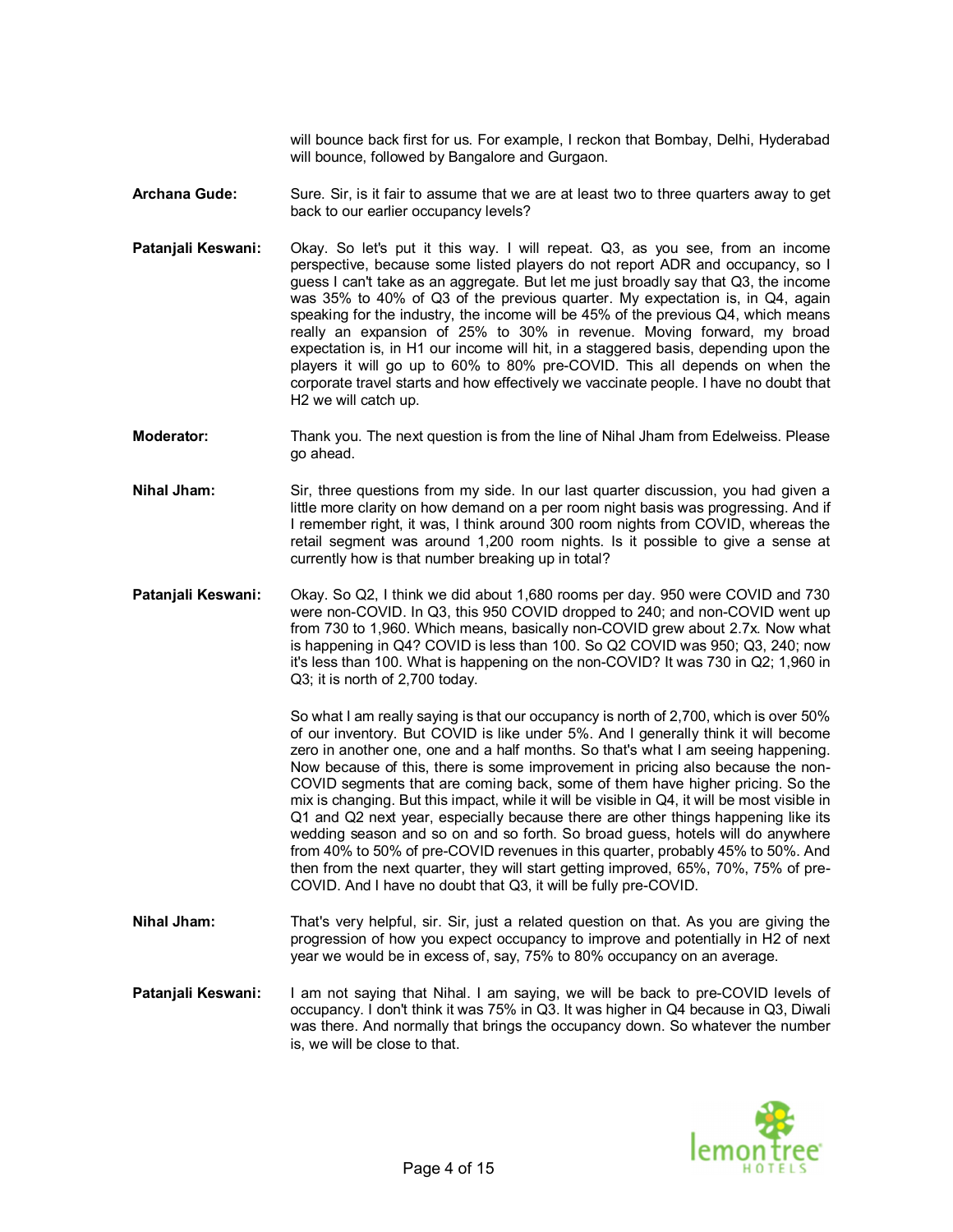will bounce back first for us. For example, I reckon that Bombay, Delhi, Hyderabad will bounce, followed by Bangalore and Gurgaon.

**Archana Gude:** Sure. Sir, is it fair to assume that we are at least two to three quarters away to get back to our earlier occupancy levels?

**Patanjali Keswani:** Okay. So let's put it this way. I will repeat. Q3, as you see, from an income perspective, because some listed players do not report ADR and occupancy, so I guess I can't take as an aggregate. But let me just broadly say that Q3, the income was 35% to 40% of Q3 of the previous quarter. My expectation is, in Q4, again speaking for the industry, the income will be 45% of the previous Q4, which means really an expansion of 25% to 30% in revenue. Moving forward, my broad expectation is, in H1 our income will hit, in a staggered basis, depending upon the players it will go up to 60% to 80% pre-COVID. This all depends on when the corporate travel starts and how effectively we vaccinate people. I have no doubt that H2 we will catch up.

**Moderator:** Thank you. The next question is from the line of Nihal Jham from Edelweiss. Please go ahead.

**Nihal Jham:** Sir, three questions from my side. In our last quarter discussion, you had given a little more clarity on how demand on a per room night basis was progressing. And if I remember right, it was, I think around 300 room nights from COVID, whereas the retail segment was around 1,200 room nights. Is it possible to give a sense at currently how is that number breaking up in total?

**Patanjali Keswani:** Okay. So Q2, I think we did about 1,680 rooms per day. 950 were COVID and 730 were non-COVID. In Q3, this 950 COVID dropped to 240; and non-COVID went up from 730 to 1,960. Which means, basically non-COVID grew about 2.7x. Now what is happening in Q4? COVID is less than 100. So Q2 COVID was 950; Q3, 240; now it's less than 100. What is happening on the non-COVID? It was 730 in Q2; 1,960 in Q3; it is north of 2,700 today.

So what I am really saying is that our occupancy is north of 2,700, which is over 50% of our inventory. But COVID is like under 5%. And I generally think it will become zero in another one, one and a half months. So that's what I am seeing happening. Now because of this, there is some improvement in pricing also because the non-COVID segments that are coming back, some of them have higher pricing. So the mix is changing. But this impact, while it will be visible in Q4, it will be most visible in Q1 and Q2 next year, especially because there are other things happening like its wedding season and so on and so forth. So broad guess, hotels will do anywhere from 40% to 50% of pre-COVID revenues in this quarter, probably 45% to 50%. And then from the next quarter, they will start getting improved, 65%, 70%, 75% of pre-COVID. And I have no doubt that Q3, it will be fully pre-COVID.

**Nihal Jham:** That's very helpful, sir. Sir, just a related question on that. As you are giving the progression of how you expect occupancy to improve and potentially in H2 of next year we would be in excess of, say, 75% to 80% occupancy on an average.

**Patanjali Keswani:** I am not saying that Nihal. I am saying, we will be back to pre-COVID levels of occupancy. I don't think it was 75% in Q3. It was higher in Q4 because in Q3, Diwali was there. And normally that brings the occupancy down. So whatever the number is, we will be close to that.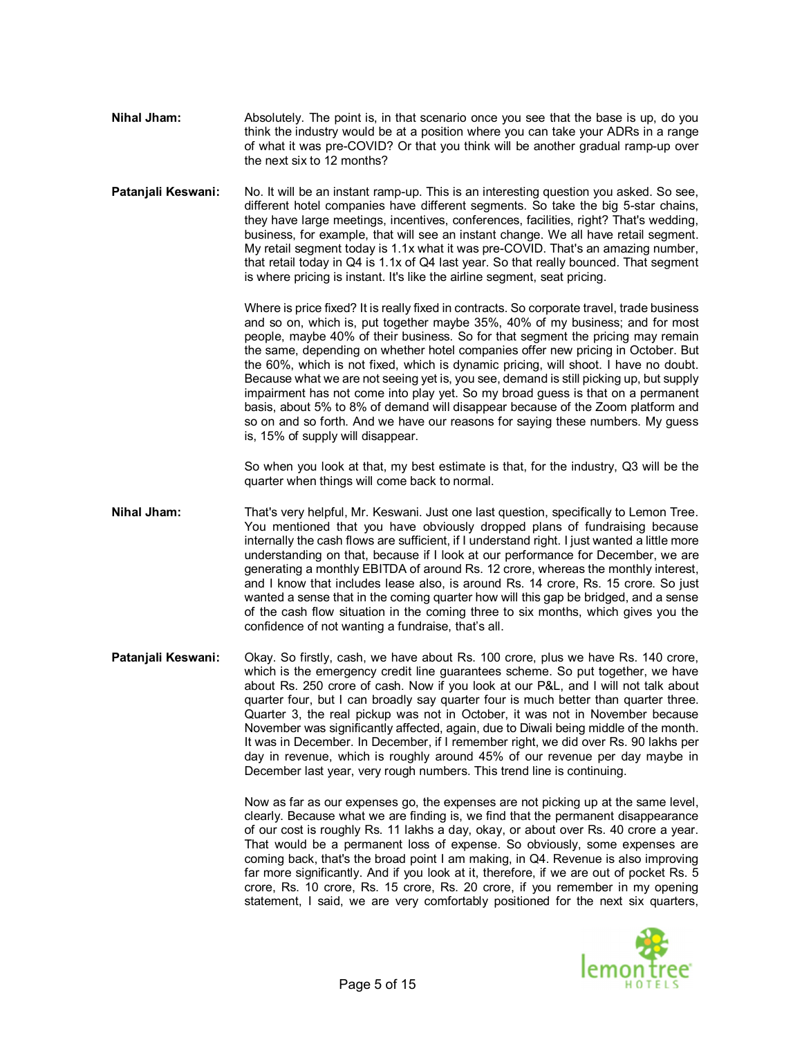**Nihal Jham:** Absolutely. The point is, in that scenario once you see that the base is up, do you think the industry would be at a position where you can take your ADRs in a range of what it was pre-COVID? Or that you think will be another gradual ramp-up over the next six to 12 months?

**Patanjali Keswani:** No. It will be an instant ramp-up. This is an interesting question you asked. So see, different hotel companies have different segments. So take the big 5-star chains, they have large meetings, incentives, conferences, facilities, right? That's wedding, business, for example, that will see an instant change. We all have retail segment. My retail segment today is 1.1x what it was pre-COVID. That's an amazing number, that retail today in Q4 is 1.1x of Q4 last year. So that really bounced. That segment is where pricing is instant. It's like the airline segment, seat pricing.

Where is price fixed? It is really fixed in contracts. So corporate travel, trade business and so on, which is, put together maybe 35%, 40% of my business; and for most people, maybe 40% of their business. So for that segment the pricing may remain the same, depending on whether hotel companies offer new pricing in October. But the 60%, which is not fixed, which is dynamic pricing, will shoot. I have no doubt. Because what we are not seeing yet is, you see, demand is still picking up, but supply impairment has not come into play yet. So my broad guess is that on a permanent basis, about 5% to 8% of demand will disappear because of the Zoom platform and so on and so forth. And we have our reasons for saying these numbers. My guess is, 15% of supply will disappear.

So when you look at that, my best estimate is that, for the industry, Q3 will be the quarter when things will come back to normal.

**Nihal Jham:** That's very helpful, Mr. Keswani. Just one last question, specifically to Lemon Tree. You mentioned that you have obviously dropped plans of fundraising because internally the cash flows are sufficient, if I understand right. I just wanted a little more understanding on that, because if I look at our performance for December, we are generating a monthly EBITDA of around Rs. 12 crore, whereas the monthly interest, and I know that includes lease also, is around Rs. 14 crore, Rs. 15 crore. So just wanted a sense that in the coming quarter how will this gap be bridged, and a sense of the cash flow situation in the coming three to six months, which gives you the confidence of not wanting a fundraise, that's all.

**Patanjali Keswani:** Okay. So firstly, cash, we have about Rs. 100 crore, plus we have Rs. 140 crore, which is the emergency credit line guarantees scheme. So put together, we have about Rs. 250 crore of cash. Now if you look at our P&L, and I will not talk about quarter four, but I can broadly say quarter four is much better than quarter three. Quarter 3, the real pickup was not in October, it was not in November because November was significantly affected, again, due to Diwali being middle of the month. It was in December. In December, if I remember right, we did over Rs. 90 lakhs per day in revenue, which is roughly around 45% of our revenue per day maybe in December last year, very rough numbers. This trend line is continuing.

Now as far as our expenses go, the expenses are not picking up at the same level, clearly. Because what we are finding is, we find that the permanent disappearance of our cost is roughly Rs. 11 lakhs a day, okay, or about over Rs. 40 crore a year. That would be a permanent loss of expense. So obviously, some expenses are coming back, that's the broad point I am making, in Q4. Revenue is also improving far more significantly. And if you look at it, therefore, if we are out of pocket Rs. 5 crore, Rs. 10 crore, Rs. 15 crore, Rs. 20 crore, if you remember in my opening statement, I said, we are very comfortably positioned for the next six quarters,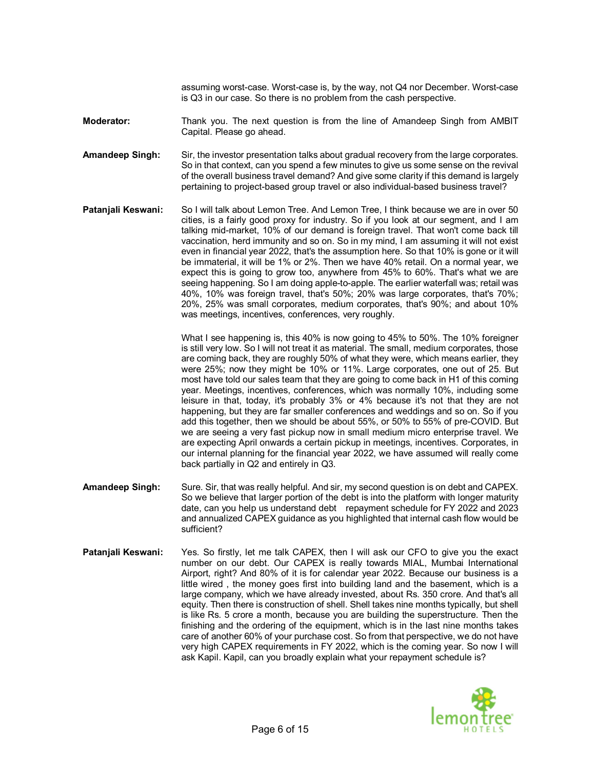assuming worst-case. Worst-case is, by the way, not Q4 nor December. Worst-case is Q3 in our case. So there is no problem from the cash perspective.

**Moderator:** Thank you. The next question is from the line of Amandeep Singh from AMBIT Capital. Please go ahead.

**Amandeep Singh:** Sir, the investor presentation talks about gradual recovery from the large corporates. So in that context, can you spend a few minutes to give us some sense on the revival of the overall business travel demand? And give some clarity if this demand is largely pertaining to project-based group travel or also individual-based business travel?

**Patanjali Keswani:** So I will talk about Lemon Tree. And Lemon Tree, I think because we are in over 50 cities, is a fairly good proxy for industry. So if you look at our segment, and I am talking mid-market, 10% of our demand is foreign travel. That won't come back till vaccination, herd immunity and so on. So in my mind, I am assuming it will not exist even in financial year 2022, that's the assumption here. So that 10% is gone or it will be immaterial, it will be 1% or 2%. Then we have 40% retail. On a normal year, we expect this is going to grow too, anywhere from 45% to 60%. That's what we are seeing happening. So I am doing apple-to-apple. The earlier waterfall was; retail was 40%, 10% was foreign travel, that's 50%; 20% was large corporates, that's 70%; 20%, 25% was small corporates, medium corporates, that's 90%; and about 10% was meetings, incentives, conferences, very roughly.

What I see happening is, this 40% is now going to 45% to 50%. The 10% foreigner is still very low. So I will not treat it as material. The small, medium corporates, those are coming back, they are roughly 50% of what they were, which means earlier, they were 25%; now they might be 10% or 11%. Large corporates, one out of 25. But most have told our sales team that they are going to come back in H1 of this coming year. Meetings, incentives, conferences, which was normally 10%, including some leisure in that, today, it's probably 3% or 4% because it's not that they are not happening, but they are far smaller conferences and weddings and so on. So if you add this together, then we should be about 55%, or 50% to 55% of pre-COVID. But we are seeing a very fast pickup now in small medium micro enterprise travel. We are expecting April onwards a certain pickup in meetings, incentives. Corporates, in our internal planning for the financial year 2022, we have assumed will really come back partially in Q2 and entirely in Q3.

**Amandeep Singh:** Sure. Sir, that was really helpful. And sir, my second question is on debt and CAPEX. So we believe that larger portion of the debt is into the platform with longer maturity date, can you help us understand debt repayment schedule for FY 2022 and 2023 and annualized CAPEX guidance as you highlighted that internal cash flow would be sufficient?

**Patanjali Keswani:** Yes. So firstly, let me talk CAPEX, then I will ask our CFO to give you the exact number on our debt. Our CAPEX is really towards MIAL, Mumbai International Airport, right? And 80% of it is for calendar year 2022. Because our business is a little wired , the money goes first into building land and the basement, which is a large company, which we have already invested, about Rs. 350 crore. And that's all equity. Then there is construction of shell. Shell takes nine months typically, but shell is like Rs. 5 crore a month, because you are building the superstructure. Then the finishing and the ordering of the equipment, which is in the last nine months takes care of another 60% of your purchase cost. So from that perspective, we do not have very high CAPEX requirements in FY 2022, which is the coming year. So now I will ask Kapil. Kapil, can you broadly explain what your repayment schedule is?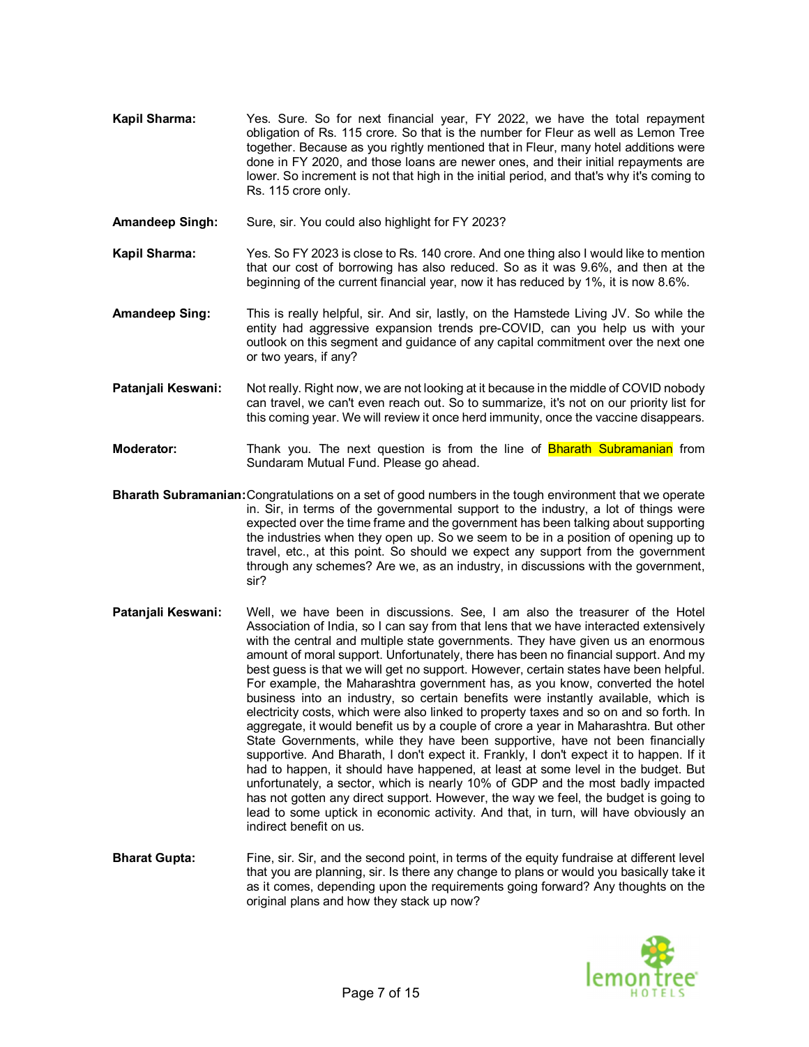**Kapil Sharma:** Yes. Sure. So for next financial year, FY 2022, we have the total repayment obligation of Rs. 115 crore. So that is the number for Fleur as well as Lemon Tree together. Because as you rightly mentioned that in Fleur, many hotel additions were done in FY 2020, and those loans are newer ones, and their initial repayments are lower. So increment is not that high in the initial period, and that's why it's coming to Rs. 115 crore only.

**Amandeep Singh:** Sure, sir. You could also highlight for FY 2023?

**Kapil Sharma:** Yes. So FY 2023 is close to Rs. 140 crore. And one thing also I would like to mention that our cost of borrowing has also reduced. So as it was 9.6%, and then at the beginning of the current financial year, now it has reduced by 1%, it is now 8.6%.

**Amandeep Sing:** This is really helpful, sir. And sir, lastly, on the Hamstede Living JV. So while the entity had aggressive expansion trends pre-COVID, can you help us with your outlook on this segment and guidance of any capital commitment over the next one or two years, if any?

**Patanjali Keswani:** Not really. Right now, we are not looking at it because in the middle of COVID nobody can travel, we can't even reach out. So to summarize, it's not on our priority list for this coming year. We will review it once herd immunity, once the vaccine disappears.

**Moderator:** Thank you. The next question is from the line of Bharath Subramanian from Sundaram Mutual Fund. Please go ahead.

**Bharath Subramanian:** Congratulations on a set of good numbers in the tough environment that we operate in. Sir, in terms of the governmental support to the industry, a lot of things were expected over the time frame and the government has been talking about supporting the industries when they open up. So we seem to be in a position of opening up to travel, etc., at this point. So should we expect any support from the government through any schemes? Are we, as an industry, in discussions with the government, sir?

**Patanjali Keswani:** Well, we have been in discussions. See, I am also the treasurer of the Hotel Association of India, so I can say from that lens that we have interacted extensively with the central and multiple state governments. They have given us an enormous amount of moral support. Unfortunately, there has been no financial support. And my best guess is that we will get no support. However, certain states have been helpful. For example, the Maharashtra government has, as you know, converted the hotel business into an industry, so certain benefits were instantly available, which is electricity costs, which were also linked to property taxes and so on and so forth. In aggregate, it would benefit us by a couple of crore a year in Maharashtra. But other State Governments, while they have been supportive, have not been financially supportive. And Bharath, I don't expect it. Frankly, I don't expect it to happen. If it had to happen, it should have happened, at least at some level in the budget. But unfortunately, a sector, which is nearly 10% of GDP and the most badly impacted has not gotten any direct support. However, the way we feel, the budget is going to lead to some uptick in economic activity. And that, in turn, will have obviously an indirect benefit on us.

**Bharat Gupta:** Fine, sir. Sir, and the second point, in terms of the equity fundraise at different level that you are planning, sir. Is there any change to plans or would you basically take it as it comes, depending upon the requirements going forward? Any thoughts on the original plans and how they stack up now?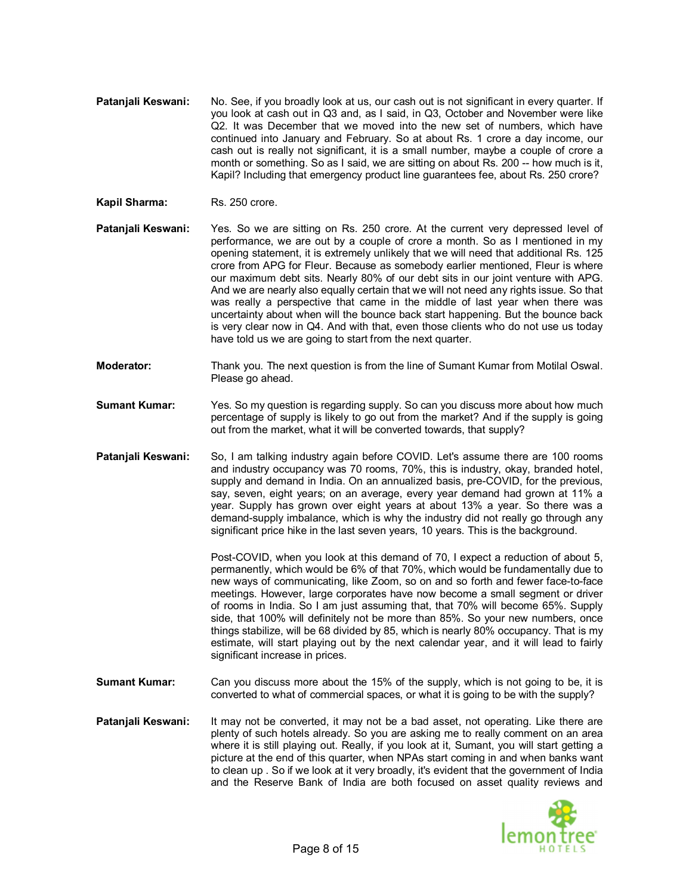**Patanjali Keswani:** No. See, if you broadly look at us, our cash out is not significant in every quarter. If you look at cash out in Q3 and, as I said, in Q3, October and November were like Q2. It was December that we moved into the new set of numbers, which have continued into January and February. So at about Rs. 1 crore a day income, our cash out is really not significant, it is a small number, maybe a couple of crore a month or something. So as I said, we are sitting on about Rs. 200 -- how much is it, Kapil? Including that emergency product line guarantees fee, about Rs. 250 crore?

**Kapil Sharma:** Rs. 250 crore.

**Patanjali Keswani:** Yes. So we are sitting on Rs. 250 crore. At the current very depressed level of performance, we are out by a couple of crore a month. So as I mentioned in my opening statement, it is extremely unlikely that we will need that additional Rs. 125 crore from APG for Fleur. Because as somebody earlier mentioned, Fleur is where our maximum debt sits. Nearly 80% of our debt sits in our joint venture with APG. And we are nearly also equally certain that we will not need any rights issue. So that was really a perspective that came in the middle of last year when there was uncertainty about when will the bounce back start happening. But the bounce back is very clear now in Q4. And with that, even those clients who do not use us today have told us we are going to start from the next quarter.

**Moderator:** Thank you. The next question is from the line of Sumant Kumar from Motilal Oswal. Please go ahead.

**Sumant Kumar:** Yes. So my question is regarding supply. So can you discuss more about how much percentage of supply is likely to go out from the market? And if the supply is going out from the market, what it will be converted towards, that supply?

**Patanjali Keswani:** So, I am talking industry again before COVID. Let's assume there are 100 rooms and industry occupancy was 70 rooms, 70%, this is industry, okay, branded hotel, supply and demand in India. On an annualized basis, pre-COVID, for the previous, say, seven, eight years; on an average, every year demand had grown at 11% a year. Supply has grown over eight years at about 13% a year. So there was a demand-supply imbalance, which is why the industry did not really go through any significant price hike in the last seven years, 10 years. This is the background.

Post-COVID, when you look at this demand of 70, I expect a reduction of about 5, permanently, which would be 6% of that 70%, which would be fundamentally due to new ways of communicating, like Zoom, so on and so forth and fewer face-to-face meetings. However, large corporates have now become a small segment or driver of rooms in India. So I am just assuming that, that 70% will become 65%. Supply side, that 100% will definitely not be more than 85%. So your new numbers, once things stabilize, will be 68 divided by 85, which is nearly 80% occupancy. That is my estimate, will start playing out by the next calendar year, and it will lead to fairly significant increase in prices.

**Sumant Kumar:** Can you discuss more about the 15% of the supply, which is not going to be, it is converted to what of commercial spaces, or what it is going to be with the supply?

**Patanjali Keswani:** It may not be converted, it may not be a bad asset, not operating. Like there are plenty of such hotels already. So you are asking me to really comment on an area where it is still playing out. Really, if you look at it, Sumant, you will start getting a picture at the end of this quarter, when NPAs start coming in and when banks want to clean up . So if we look at it very broadly, it's evident that the government of India and the Reserve Bank of India are both focused on asset quality reviews and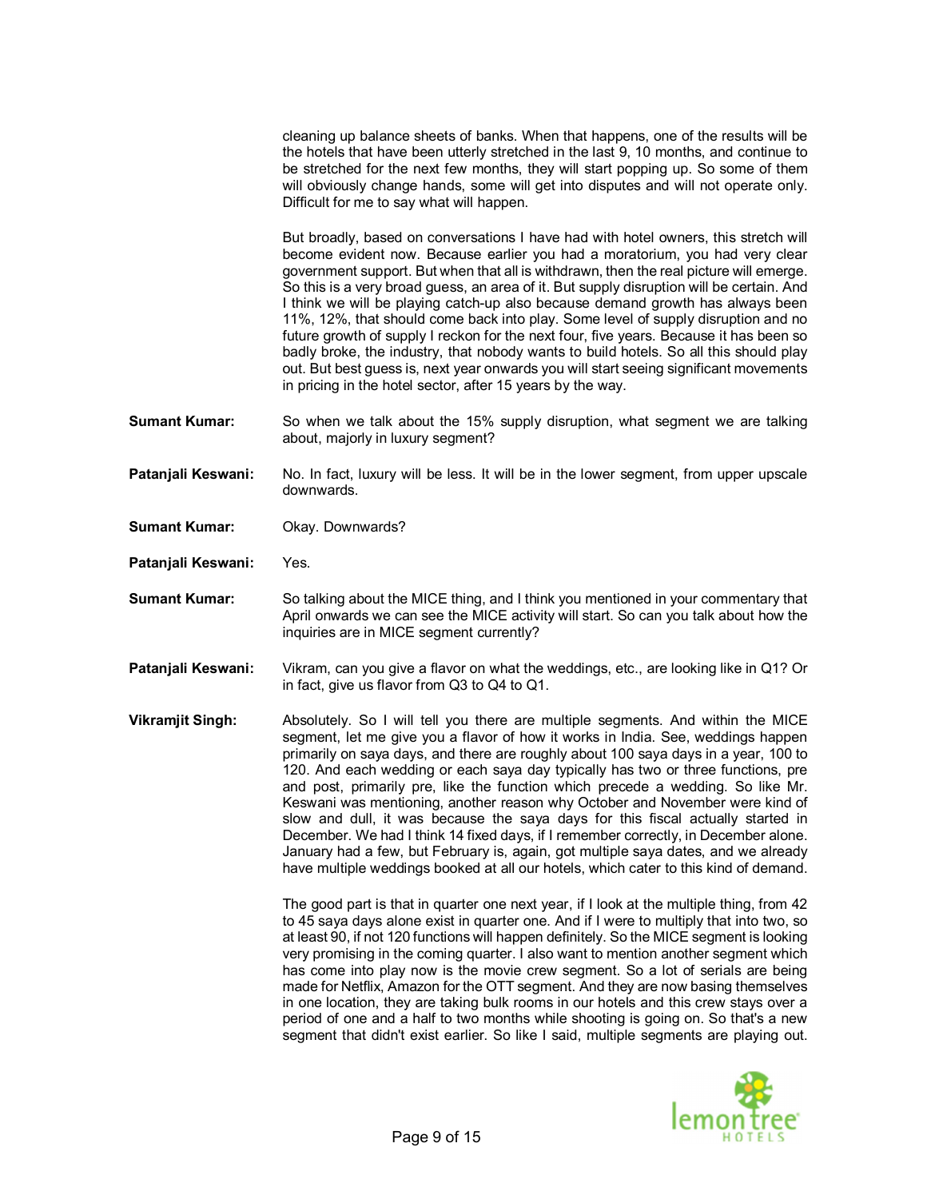cleaning up balance sheets of banks. When that happens, one of the results will be the hotels that have been utterly stretched in the last 9, 10 months, and continue to be stretched for the next few months, they will start popping up. So some of them will obviously change hands, some will get into disputes and will not operate only. Difficult for me to say what will happen.

But broadly, based on conversations I have had with hotel owners, this stretch will become evident now. Because earlier you had a moratorium, you had very clear government support. But when that all is withdrawn, then the real picture will emerge. So this is a very broad guess, an area of it. But supply disruption will be certain. And I think we will be playing catch-up also because demand growth has always been 11%, 12%, that should come back into play. Some level of supply disruption and no future growth of supply I reckon for the next four, five years. Because it has been so badly broke, the industry, that nobody wants to build hotels. So all this should play out. But best guess is, next year onwards you will start seeing significant movements in pricing in the hotel sector, after 15 years by the way.

**Sumant Kumar:** So when we talk about the 15% supply disruption, what segment we are talking about, majorly in luxury segment?

**Patanjali Keswani:** No. In fact, luxury will be less. It will be in the lower segment, from upper upscale downwards.

**Sumant Kumar:** Okay. Downwards?

**Patanjali Keswani:** Yes.

**Sumant Kumar:** So talking about the MICE thing, and I think you mentioned in your commentary that April onwards we can see the MICE activity will start. So can you talk about how the inquiries are in MICE segment currently?

**Patanjali Keswani:** Vikram, can you give a flavor on what the weddings, etc., are looking like in Q1? Or in fact, give us flavor from Q3 to Q4 to Q1.

**Vikramjit Singh:** Absolutely. So I will tell you there are multiple segments. And within the MICE segment, let me give you a flavor of how it works in India. See, weddings happen primarily on saya days, and there are roughly about 100 saya days in a year, 100 to 120. And each wedding or each saya day typically has two or three functions, pre and post, primarily pre, like the function which precede a wedding. So like Mr. Keswani was mentioning, another reason why October and November were kind of slow and dull, it was because the saya days for this fiscal actually started in December. We had I think 14 fixed days, if I remember correctly, in December alone. January had a few, but February is, again, got multiple saya dates, and we already have multiple weddings booked at all our hotels, which cater to this kind of demand.

The good part is that in quarter one next year, if I look at the multiple thing, from 42 to 45 saya days alone exist in quarter one. And if I were to multiply that into two, so at least 90, if not 120 functions will happen definitely. So the MICE segment is looking very promising in the coming quarter. I also want to mention another segment which has come into play now is the movie crew segment. So a lot of serials are being made for Netflix, Amazon for the OTT segment. And they are now basing themselves in one location, they are taking bulk rooms in our hotels and this crew stays over a period of one and a half to two months while shooting is going on. So that's a new segment that didn't exist earlier. So like I said, multiple segments are playing out.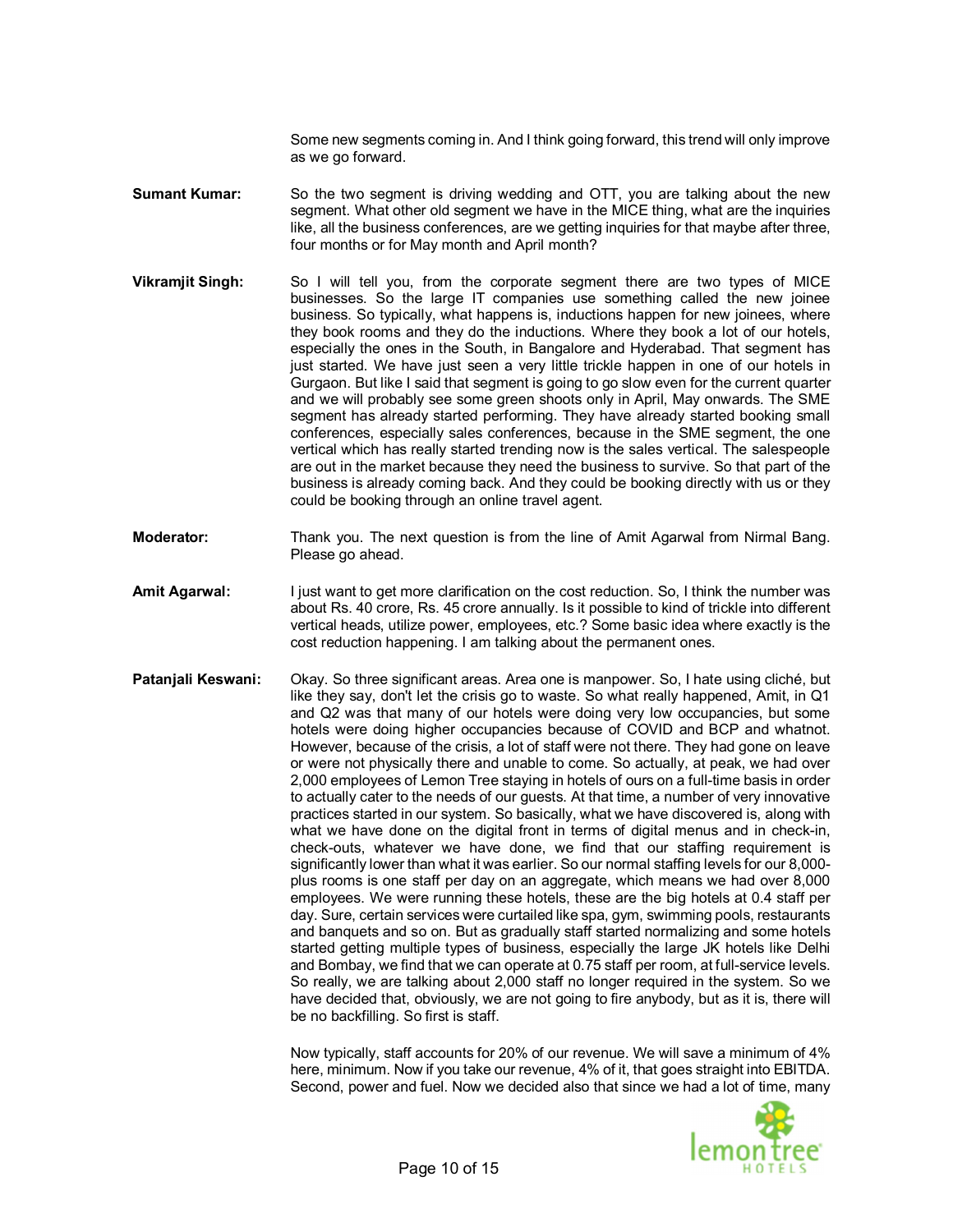Some new segments coming in. And I think going forward, this trend will only improve as we go forward.

**Sumant Kumar:** So the two segment is driving wedding and OTT, you are talking about the new segment. What other old segment we have in the MICE thing, what are the inquiries like, all the business conferences, are we getting inquiries for that maybe after three, four months or for May month and April month?

**Vikramjit Singh:** So I will tell you, from the corporate segment there are two types of MICE businesses. So the large IT companies use something called the new joinee business. So typically, what happens is, inductions happen for new joinees, where they book rooms and they do the inductions. Where they book a lot of our hotels, especially the ones in the South, in Bangalore and Hyderabad. That segment has just started. We have just seen a very little trickle happen in one of our hotels in Gurgaon. But like I said that segment is going to go slow even for the current quarter and we will probably see some green shoots only in April, May onwards. The SME segment has already started performing. They have already started booking small conferences, especially sales conferences, because in the SME segment, the one vertical which has really started trending now is the sales vertical. The salespeople are out in the market because they need the business to survive. So that part of the business is already coming back. And they could be booking directly with us or they could be booking through an online travel agent.

**Moderator:** Thank you. The next question is from the line of Amit Agarwal from Nirmal Bang. Please go ahead.

**Amit Agarwal:** I just want to get more clarification on the cost reduction. So, I think the number was about Rs. 40 crore, Rs. 45 crore annually. Is it possible to kind of trickle into different vertical heads, utilize power, employees, etc.? Some basic idea where exactly is the cost reduction happening. I am talking about the permanent ones.

**Patanjali Keswani:** Okay. So three significant areas. Area one is manpower. So, I hate using cliché, but like they say, don't let the crisis go to waste. So what really happened, Amit, in Q1 and Q2 was that many of our hotels were doing very low occupancies, but some hotels were doing higher occupancies because of COVID and BCP and whatnot. However, because of the crisis, a lot of staff were not there. They had gone on leave or were not physically there and unable to come. So actually, at peak, we had over 2,000 employees of Lemon Tree staying in hotels of ours on a full-time basis in order to actually cater to the needs of our guests. At that time, a number of very innovative practices started in our system. So basically, what we have discovered is, along with what we have done on the digital front in terms of digital menus and in check-in, check-outs, whatever we have done, we find that our staffing requirement is significantly lower than what it was earlier. So our normal staffing levels for our 8,000-plus rooms is one staff per day on an aggregate, which means we had over 8,000 employees. We were running these hotels, these are the big hotels at 0.4 staff per day. Sure, certain services were curtailed like spa, gym, swimming pools, restaurants and banquets and so on. But as gradually staff started normalizing and some hotels started getting multiple types of business, especially the large JK hotels like Delhi and Bombay, we find that we can operate at 0.75 staff per room, at full-service levels. So really, we are talking about 2,000 staff no longer required in the system. So we have decided that, obviously, we are not going to fire anybody, but as it is, there will be no backfilling. So first is staff.

Now typically, staff accounts for 20% of our revenue. We will save a minimum of 4% here, minimum. Now if you take our revenue, 4% of it, that goes straight into EBITDA. Second, power and fuel. Now we decided also that since we had a lot of time, many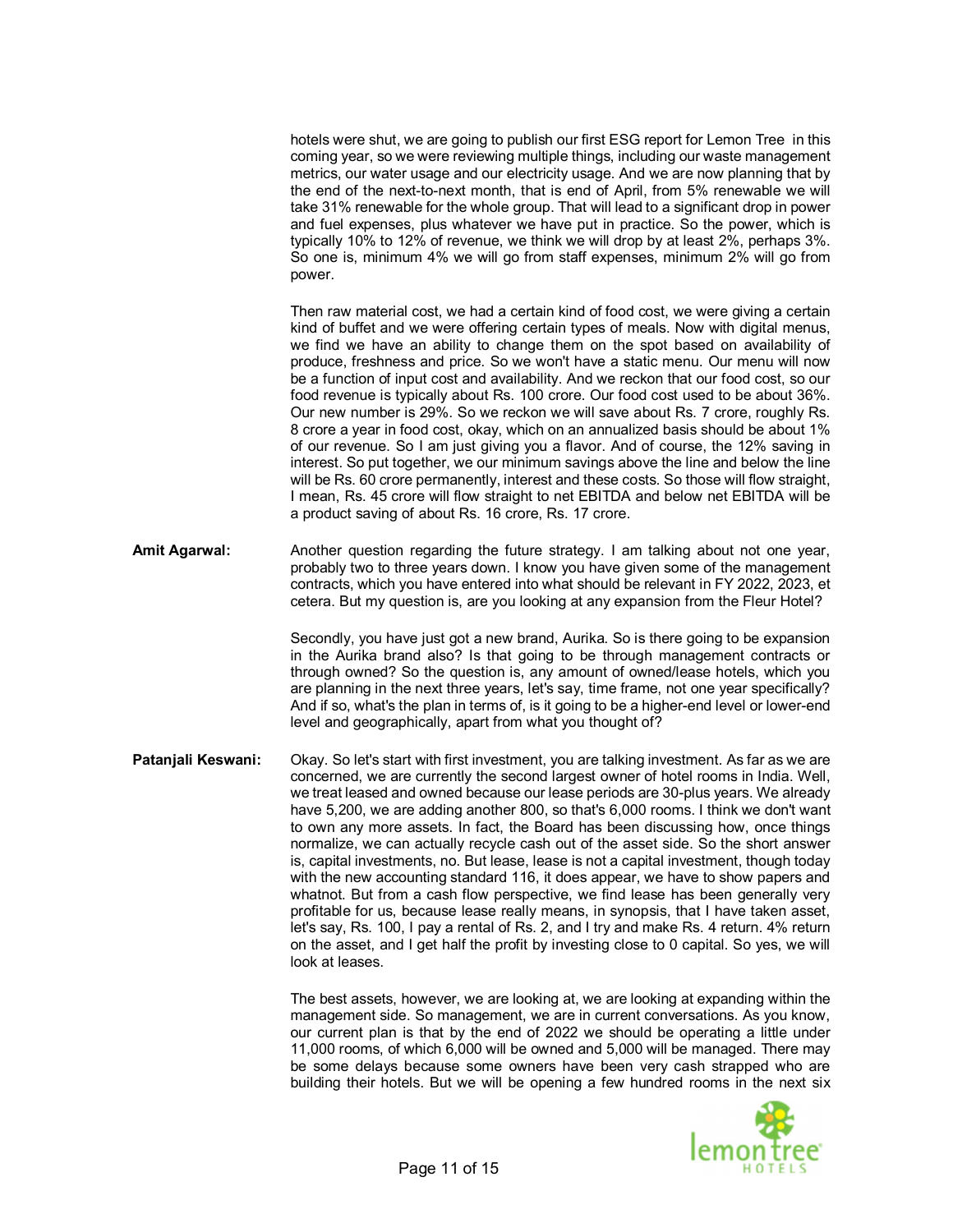hotels were shut, we are going to publish our first ESG report for Lemon Tree in this coming year, so we were reviewing multiple things, including our waste management metrics, our water usage and our electricity usage. And we are now planning that by the end of the next-to-next month, that is end of April, from 5% renewable we will take 31% renewable for the whole group. That will lead to a significant drop in power and fuel expenses, plus whatever we have put in practice. So the power, which is typically 10% to 12% of revenue, we think we will drop by at least 2%, perhaps 3%. So one is, minimum 4% we will go from staff expenses, minimum 2% will go from power.

Then raw material cost, we had a certain kind of food cost, we were giving a certain kind of buffet and we were offering certain types of meals. Now with digital menus, we find we have an ability to change them on the spot based on availability of produce, freshness and price. So we won't have a static menu. Our menu will now be a function of input cost and availability. And we reckon that our food cost, so our food revenue is typically about Rs. 100 crore. Our food cost used to be about 36%. Our new number is 29%. So we reckon we will save about Rs. 7 crore, roughly Rs. 8 crore a year in food cost, okay, which on an annualized basis should be about 1% of our revenue. So I am just giving you a flavor. And of course, the 12% saving in interest. So put together, we our minimum savings above the line and below the line will be Rs. 60 crore permanently, interest and these costs. So those will flow straight, I mean, Rs. 45 crore will flow straight to net EBITDA and below net EBITDA will be a product saving of about Rs. 16 crore, Rs. 17 crore.

**Amit Agarwal:** Another question regarding the future strategy. I am talking about not one year, probably two to three years down. I know you have given some of the management contracts, which you have entered into what should be relevant in FY 2022, 2023, et cetera. But my question is, are you looking at any expansion from the Fleur Hotel?

Secondly, you have just got a new brand, Aurika. So is there going to be expansion in the Aurika brand also? Is that going to be through management contracts or through owned? So the question is, any amount of owned/lease hotels, which you are planning in the next three years, let's say, time frame, not one year specifically? And if so, what's the plan in terms of, is it going to be a higher-end level or lower-end level and geographically, apart from what you thought of?

**Patanjali Keswani:** Okay. So let's start with first investment, you are talking investment. As far as we are concerned, we are currently the second largest owner of hotel rooms in India. Well, we treat leased and owned because our lease periods are 30-plus years. We already have 5,200, we are adding another 800, so that's 6,000 rooms. I think we don't want to own any more assets. In fact, the Board has been discussing how, once things normalize, we can actually recycle cash out of the asset side. So the short answer is, capital investments, no. But lease, lease is not a capital investment, though today with the new accounting standard 116, it does appear, we have to show papers and whatnot. But from a cash flow perspective, we find lease has been generally very profitable for us, because lease really means, in synopsis, that I have taken asset, let's say, Rs. 100, I pay a rental of Rs. 2, and I try and make Rs. 4 return. 4% return on the asset, and I get half the profit by investing close to 0 capital. So yes, we will look at leases.

The best assets, however, we are looking at, we are looking at expanding within the management side. So management, we are in current conversations. As you know, our current plan is that by the end of 2022 we should be operating a little under 11,000 rooms, of which 6,000 will be owned and 5,000 will be managed. There may be some delays because some owners have been very cash strapped who are building their hotels. But we will be opening a few hundred rooms in the next six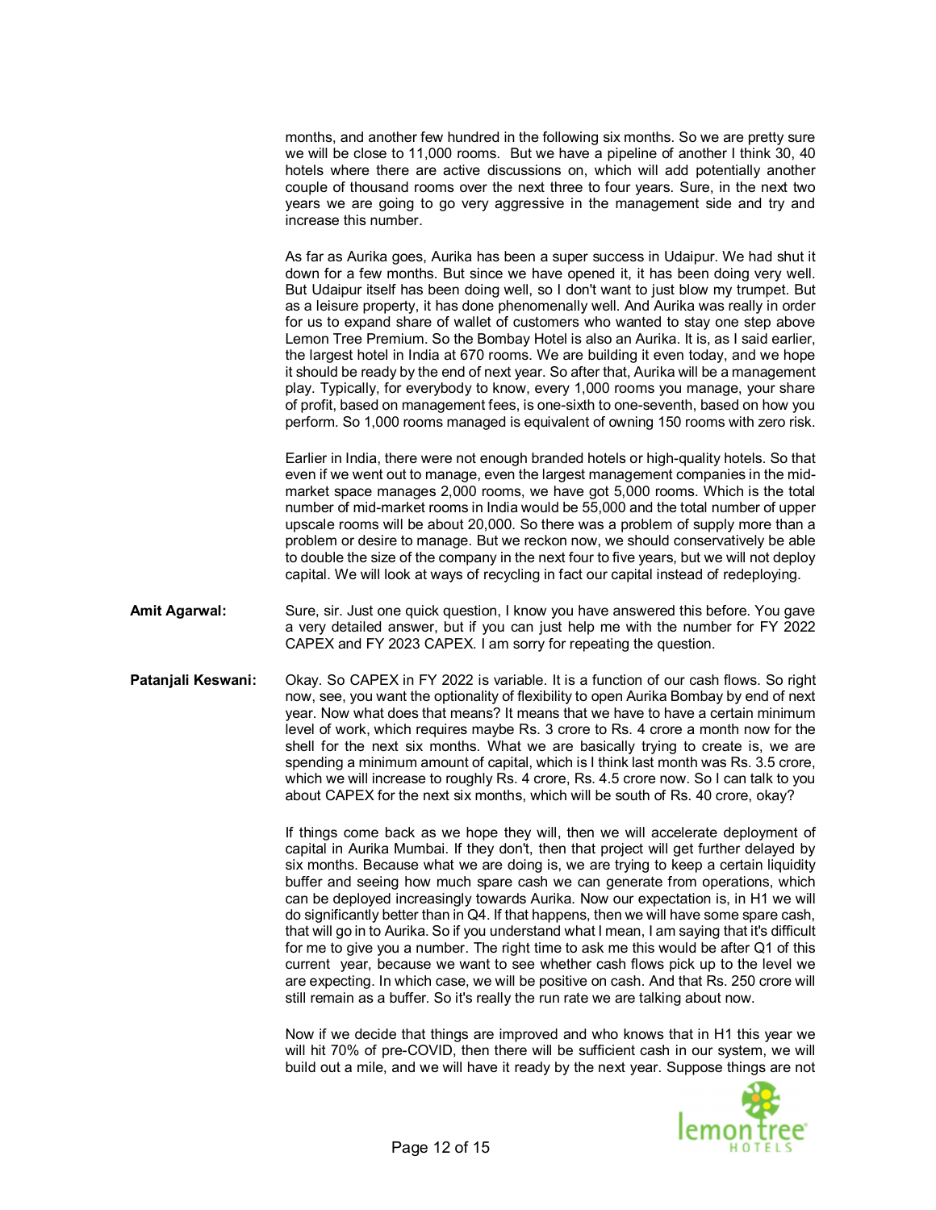months, and another few hundred in the following six months. So we are pretty sure we will be close to 11,000 rooms. But we have a pipeline of another I think 30, 40 hotels where there are active discussions on, which will add potentially another couple of thousand rooms over the next three to four years. Sure, in the next two years we are going to go very aggressive in the management side and try and increase this number.

As far as Aurika goes, Aurika has been a super success in Udaipur. We had shut it down for a few months. But since we have opened it, it has been doing very well. But Udaipur itself has been doing well, so I don't want to just blow my trumpet. But as a leisure property, it has done phenomenally well. And Aurika was really in order for us to expand share of wallet of customers who wanted to stay one step above Lemon Tree Premium. So the Bombay Hotel is also an Aurika. It is, as I said earlier, the largest hotel in India at 670 rooms. We are building it even today, and we hope it should be ready by the end of next year. So after that, Aurika will be a management play. Typically, for everybody to know, every 1,000 rooms you manage, your share of profit, based on management fees, is one-sixth to one-seventh, based on how you perform. So 1,000 rooms managed is equivalent of owning 150 rooms with zero risk.

Earlier in India, there were not enough branded hotels or high-quality hotels. So that even if we went out to manage, even the largest management companies in the mid-market space manages 2,000 rooms, we have got 5,000 rooms. Which is the total number of mid-market rooms in India would be 55,000 and the total number of upper upscale rooms will be about 20,000. So there was a problem of supply more than a problem or desire to manage. But we reckon now, we should conservatively be able to double the size of the company in the next four to five years, but we will not deploy capital. We will look at ways of recycling in fact our capital instead of redeploying.

**Amit Agarwal:** Sure, sir. Just one quick question, I know you have answered this before. You gave a very detailed answer, but if you can just help me with the number for FY 2022 CAPEX and FY 2023 CAPEX. I am sorry for repeating the question.

**Patanjali Keswani:** Okay. So CAPEX in FY 2022 is variable. It is a function of our cash flows. So right now, see, you want the optionality of flexibility to open Aurika Bombay by end of next year. Now what does that means? It means that we have to have a certain minimum level of work, which requires maybe Rs. 3 crore to Rs. 4 crore a month now for the shell for the next six months. What we are basically trying to create is, we are spending a minimum amount of capital, which is I think last month was Rs. 3.5 crore, which we will increase to roughly Rs. 4 crore, Rs. 4.5 crore now. So I can talk to you about CAPEX for the next six months, which will be south of Rs. 40 crore, okay?

If things come back as we hope they will, then we will accelerate deployment of capital in Aurika Mumbai. If they don't, then that project will get further delayed by six months. Because what we are doing is, we are trying to keep a certain liquidity buffer and seeing how much spare cash we can generate from operations, which can be deployed increasingly towards Aurika. Now our expectation is, in H1 we will do significantly better than in Q4. If that happens, then we will have some spare cash, that will go in to Aurika. So if you understand what I mean, I am saying that it's difficult for me to give you a number. The right time to ask me this would be after Q1 of this current year, because we want to see whether cash flows pick up to the level we are expecting. In which case, we will be positive on cash. And that Rs. 250 crore will still remain as a buffer. So it's really the run rate we are talking about now.

Now if we decide that things are improved and who knows that in H1 this year we will hit 70% of pre-COVID, then there will be sufficient cash in our system, we will build out a mile, and we will have it ready by the next year. Suppose things are not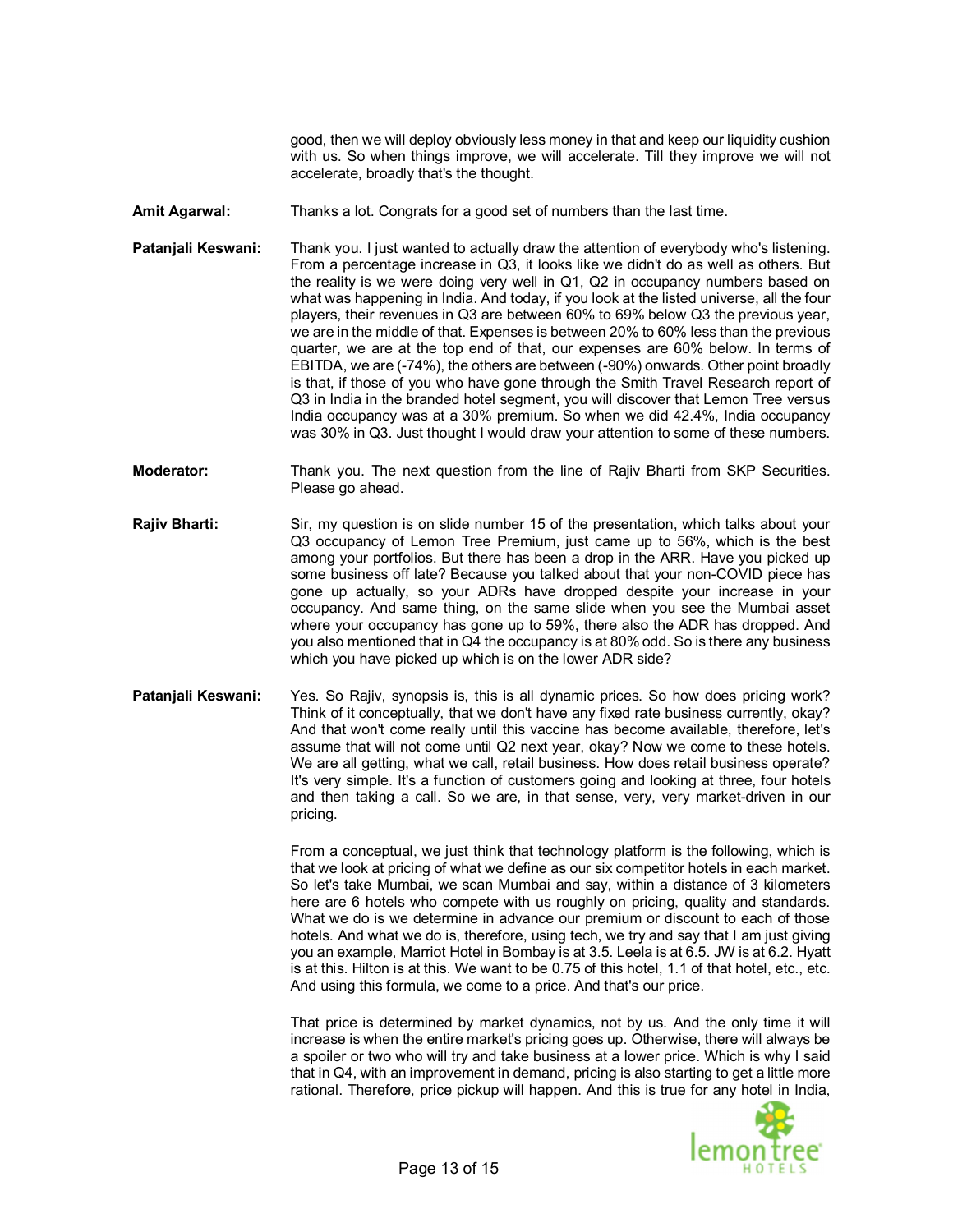good, then we will deploy obviously less money in that and keep our liquidity cushion with us. So when things improve, we will accelerate. Till they improve we will not accelerate, broadly that's the thought.

**Amit Agarwal:** Thanks a lot. Congrats for a good set of numbers than the last time.

**Patanjali Keswani:** Thank you. I just wanted to actually draw the attention of everybody who's listening. From a percentage increase in Q3, it looks like we didn't do as well as others. But the reality is we were doing very well in Q1, Q2 in occupancy numbers based on what was happening in India. And today, if you look at the listed universe, all the four players, their revenues in Q3 are between 60% to 69% below Q3 the previous year, we are in the middle of that. Expenses is between 20% to 60% less than the previous quarter, we are at the top end of that, our expenses are 60% below. In terms of EBITDA, we are (-74%), the others are between (-90%) onwards. Other point broadly is that, if those of you who have gone through the Smith Travel Research report of Q3 in India in the branded hotel segment, you will discover that Lemon Tree versus India occupancy was at a 30% premium. So when we did 42.4%, India occupancy was 30% in Q3. Just thought I would draw your attention to some of these numbers.

**Moderator:** Thank you. The next question from the line of Rajiv Bharti from SKP Securities. Please go ahead.

**Rajiv Bharti:** Sir, my question is on slide number 15 of the presentation, which talks about your Q3 occupancy of Lemon Tree Premium, just came up to 56%, which is the best among your portfolios. But there has been a drop in the ARR. Have you picked up some business off late? Because you talked about that your non-COVID piece has gone up actually, so your ADRs have dropped despite your increase in your occupancy. And same thing, on the same slide when you see the Mumbai asset where your occupancy has gone up to 59%, there also the ADR has dropped. And you also mentioned that in Q4 the occupancy is at 80% odd. So is there any business which you have picked up which is on the lower ADR side?

**Patanjali Keswani:** Yes. So Rajiv, synopsis is, this is all dynamic prices. So how does pricing work? Think of it conceptually, that we don't have any fixed rate business currently, okay? And that won't come really until this vaccine has become available, therefore, let's assume that will not come until Q2 next year, okay? Now we come to these hotels. We are all getting, what we call, retail business. How does retail business operate? It's very simple. It's a function of customers going and looking at three, four hotels and then taking a call. So we are, in that sense, very, very market-driven in our pricing.

From a conceptual, we just think that technology platform is the following, which is that we look at pricing of what we define as our six competitor hotels in each market. So let's take Mumbai, we scan Mumbai and say, within a distance of 3 kilometers here are 6 hotels who compete with us roughly on pricing, quality and standards. What we do is we determine in advance our premium or discount to each of those hotels. And what we do is, therefore, using tech, we try and say that I am just giving you an example, Marriott Hotel in Bombay is at 3.5. Leela is at 6.5. JW is at 6.2. Hyatt is at this. Hilton is at this. We want to be 0.75 of this hotel, 1.1 of that hotel, etc., etc. And using this formula, we come to a price. And that's our price.

That price is determined by market dynamics, not by us. And the only time it will increase is when the entire market's pricing goes up. Otherwise, there will always be a spoiler or two who will try and take business at a lower price. Which is why I said that in Q4, with an improvement in demand, pricing is also starting to get a little more rational. Therefore, price pickup will happen. And this is true for any hotel in India,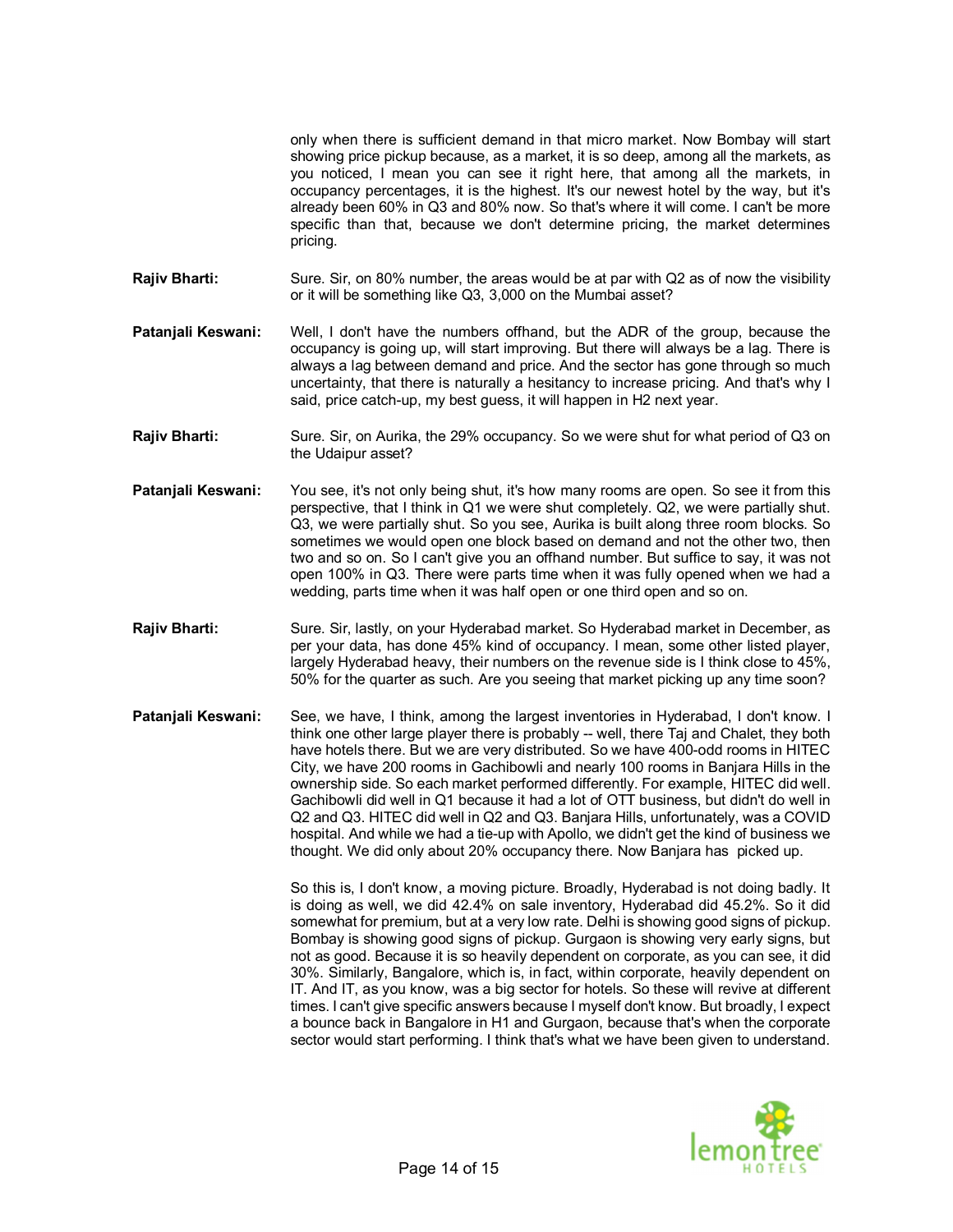only when there is sufficient demand in that micro market. Now Bombay will start showing price pickup because, as a market, it is so deep, among all the markets, as you noticed, I mean you can see it right here, that among all the markets, in occupancy percentages, it is the highest. It's our newest hotel by the way, but it's already been 60% in Q3 and 80% now. So that's where it will come. I can't be more specific than that, because we don't determine pricing, the market determines pricing.

**Rajiv Bharti:** Sure. Sir, on 80% number, the areas would be at par with Q2 as of now the visibility or it will be something like Q3, 3,000 on the Mumbai asset?

**Patanjali Keswani:** Well, I don't have the numbers offhand, but the ADR of the group, because the occupancy is going up, will start improving. But there will always be a lag. There is always a lag between demand and price. And the sector has gone through so much uncertainty, that there is naturally a hesitancy to increase pricing. And that's why I said, price catch-up, my best guess, it will happen in H2 next year.

**Rajiv Bharti:** Sure. Sir, on Aurika, the 29% occupancy. So we were shut for what period of Q3 on the Udaipur asset?

**Patanjali Keswani:** You see, it's not only being shut, it's how many rooms are open. So see it from this perspective, that I think in Q1 we were shut completely. Q2, we were partially shut. Q3, we were partially shut. So you see, Aurika is built along three room blocks. So sometimes we would open one block based on demand and not the other two, then two and so on. So I can't give you an offhand number. But suffice to say, it was not open 100% in Q3. There were parts time when it was fully opened when we had a wedding, parts time when it was half open or one third open and so on.

**Rajiv Bharti:** Sure. Sir, lastly, on your Hyderabad market. So Hyderabad market in December, as per your data, has done 45% kind of occupancy. I mean, some other listed player, largely Hyderabad heavy, their numbers on the revenue side is I think close to 45%, 50% for the quarter as such. Are you seeing that market picking up any time soon?

**Patanjali Keswani:** See, we have, I think, among the largest inventories in Hyderabad, I don't know. I think one other large player there is probably -- well, there Taj and Chalet, they both have hotels there. But we are very distributed. So we have 400-odd rooms in HITEC City, we have 200 rooms in Gachibowli and nearly 100 rooms in Banjara Hills in the ownership side. So each market performed differently. For example, HITEC did well. Gachibowli did well in Q1 because it had a lot of OTT business, but didn't do well in Q2 and Q3. HITEC did well in Q2 and Q3. Banjara Hills, unfortunately, was a COVID hospital. And while we had a tie-up with Apollo, we didn't get the kind of business we thought. We did only about 20% occupancy there. Now Banjara has picked up.

So this is, I don't know, a moving picture. Broadly, Hyderabad is not doing badly. It is doing as well, we did 42.4% on sale inventory, Hyderabad did 45.2%. So it did somewhat for premium, but at a very low rate. Delhi is showing good signs of pickup. Bombay is showing good signs of pickup. Gurgaon is showing very early signs, but not as good. Because it is so heavily dependent on corporate, as you can see, it did 30%. Similarly, Bangalore, which is, in fact, within corporate, heavily dependent on IT. And IT, as you know, was a big sector for hotels. So these will revive at different times. I can't give specific answers because I myself don't know. But broadly, I expect a bounce back in Bangalore in H1 and Gurgaon, because that's when the corporate sector would start performing. I think that's what we have been given to understand.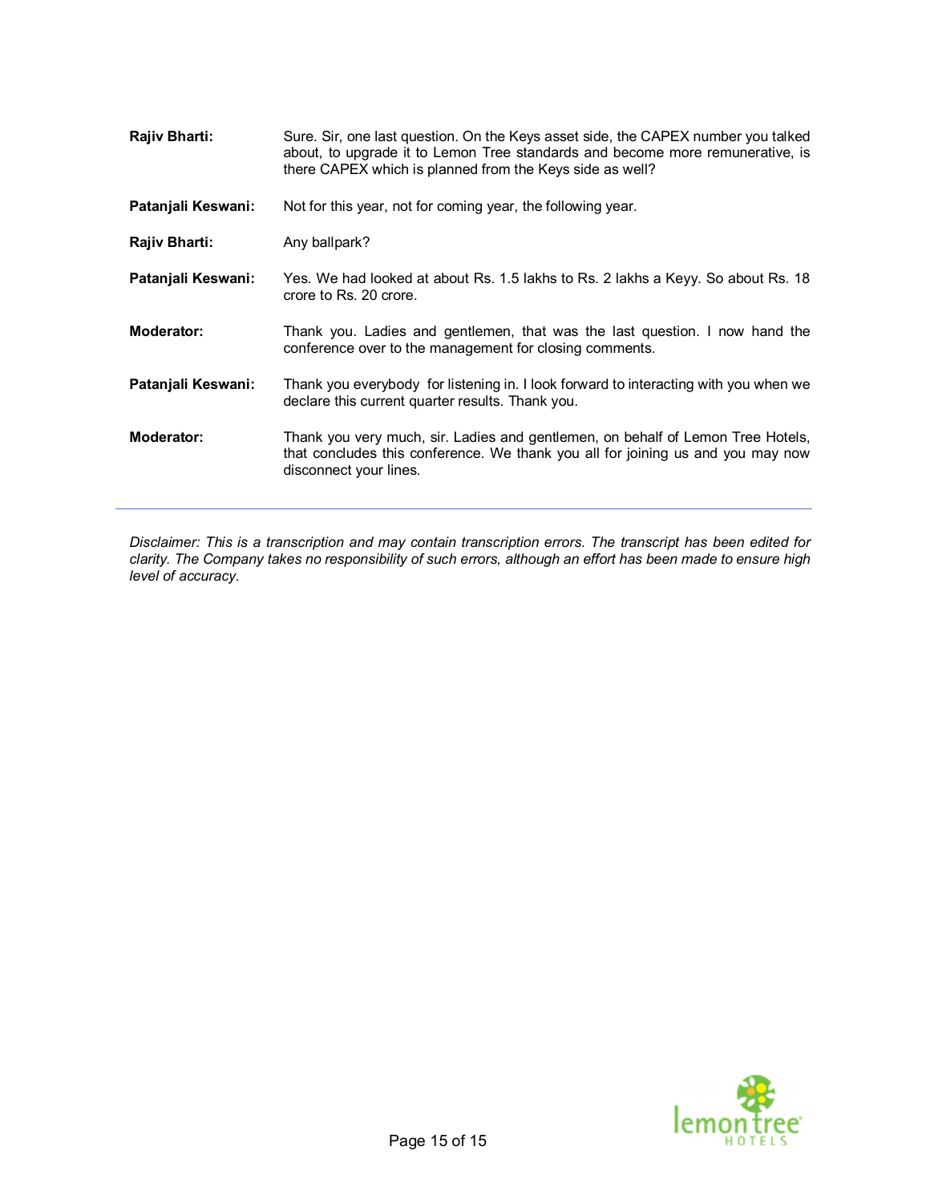**Rajiv Bharti:** Sure. Sir, one last question. On the Keys asset side, the CAPEX number you talked about, to upgrade it to Lemon Tree standards and become more remunerative, is there CAPEX which is planned from the Keys side as well?

**Patanjali Keswani:** Not for this year, not for coming year, the following year.

**Rajiv Bharti:** Any ballpark?

**Patanjali Keswani:** Yes. We had looked at about Rs. 1.5 lakhs to Rs. 2 lakhs a Keyy. So about Rs. 18 crore to Rs. 20 crore.

**Moderator:** Thank you. Ladies and gentlemen, that was the last question. I now hand the conference over to the management for closing comments.

**Patanjali Keswani:** Thank you everybody for listening in. I look forward to interacting with you when we declare this current quarter results. Thank you.

**Moderator:** Thank you very much, sir. Ladies and gentlemen, on behalf of Lemon Tree Hotels, that concludes this conference. We thank you all for joining us and you may now disconnect your lines.

---

*Disclaimer: This is a transcription and may contain transcription errors. The transcript has been edited for clarity. The Company takes no responsibility of such errors, although an effort has been made to ensure high level of accuracy.*